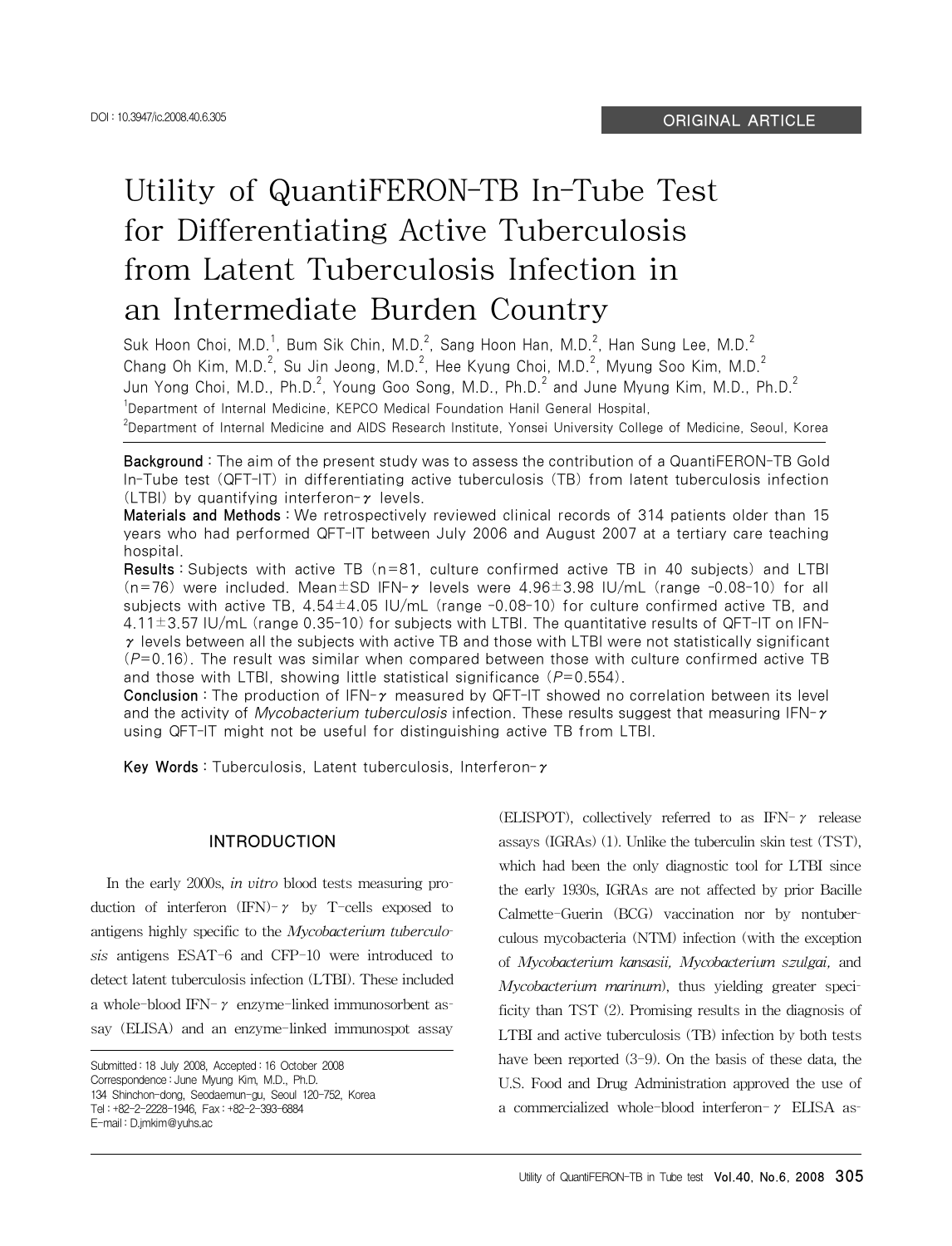DOI : 10.3947/ic.2008.40.6.305

ORIGINAL ARTICLE

# Utility of QuantiFERON-TB In-Tube Test for Differentiating Active Tuberculosis from Latent Tuberculosis Infection in an Intermediate Burden Country

Suk Hoon Choi, M.D.[1], Bum Sik Chin, M.D.[2], Sang Hoon Han, M.D.[2], Han Sung Lee, M.D.[2]
Chang Oh Kim, M.D.[2], Su Jin Jeong, M.D.[2], Hee Kyung Choi, M.D.[2], Myung Soo Kim, M.D.[2]
Jun Yong Choi, M.D., Ph.D.[2], Young Goo Song, M.D., Ph.D.[2] and June Myung Kim, M.D., Ph.D.[2]

[1]Department of Internal Medicine, KEPCO Medical Foundation Hanil General Hospital,
[2]Department of Internal Medicine and AIDS Research Institute, Yonsei University College of Medicine, Seoul, Korea

**Background :** The aim of the present study was to assess the contribution of a QuantiFERON-TB Gold In-Tube test (QFT-IT) in differentiating active tuberculosis (TB) from latent tuberculosis infection (LTBI) by quantifying interferon-γ levels.

**Materials and Methods :** We retrospectively reviewed clinical records of 314 patients older than 15 years who had performed QFT-IT between July 2006 and August 2007 at a tertiary care teaching hospital.

**Results :** Subjects with active TB (n=81, culture confirmed active TB in 40 subjects) and LTBI (n=76) were included. Mean±SD IFN-γ levels were 4.96±3.98 IU/mL (range -0.08-10) for all subjects with active TB, 4.54±4.05 IU/mL (range -0.08-10) for culture confirmed active TB, and 4.11±3.57 IU/mL (range 0.35-10) for subjects with LTBI. The quantitative results of QFT-IT on IFN-γ levels between all the subjects with active TB and those with LTBI were not statistically significant ($P$=0.16). The result was similar when compared between those with culture confirmed active TB and those with LTBI, showing little statistical significance ($P$=0.554).

**Conclusion :** The production of IFN-γ measured by QFT-IT showed no correlation between its level and the activity of *Mycobacterium tuberculosis* infection. These results suggest that measuring IFN-γ using QFT-IT might not be useful for distinguishing active TB from LTBI.

**Key Words :** Tuberculosis, Latent tuberculosis, Interferon-γ

## INTRODUCTION

In the early 2000s, *in vitro* blood tests measuring production of interferon (IFN)-γ by T-cells exposed to antigens highly specific to the *Mycobacterium tuberculosis* antigens ESAT-6 and CFP-10 were introduced to detect latent tuberculosis infection (LTBI). These included a whole-blood IFN-γ enzyme-linked immunosorbent assay (ELISA) and an enzyme-linked immunospot assay (ELISPOT), collectively referred to as IFN-γ release assays (IGRAs) (1). Unlike the tuberculin skin test (TST), which had been the only diagnostic tool for LTBI since the early 1930s, IGRAs are not affected by prior Bacille Calmette-Guerin (BCG) vaccination nor by nontuberculous mycobacteria (NTM) infection (with the exception of *Mycobacterium kansasii, Mycobacterium szulgai,* and *Mycobacterium marinum*), thus yielding greater specificity than TST (2). Promising results in the diagnosis of LTBI and active tuberculosis (TB) infection by both tests have been reported (3-9). On the basis of these data, the U.S. Food and Drug Administration approved the use of a commercialized whole-blood interferon-γ ELISA as-

Submitted : 18 July 2008, Accepted : 16 October 2008
Correspondence : June Myung Kim, M.D., Ph.D.
134 Shinchon-dong, Seodaemun-gu, Seoul 120-752, Korea
Tel : +82-2-2228-1946, Fax : +82-2-393-6884
E-mail : D.jmkim@yuhs.ac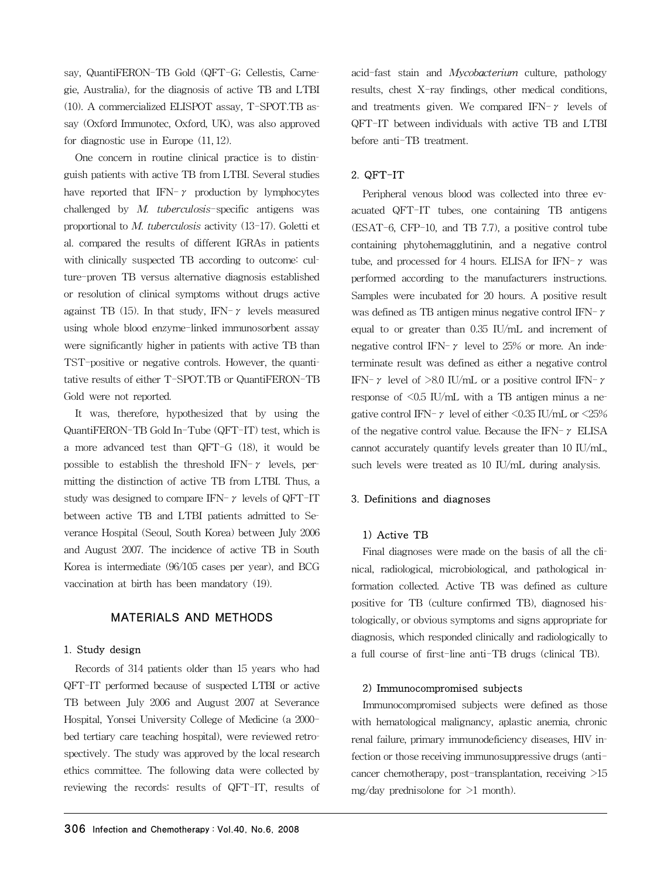say, QuantiFERON-TB Gold (QFT-G; Cellestis, Carnegie, Australia), for the diagnosis of active TB and LTBI (10). A commercialized ELISPOT assay, T-SPOT.TB assay (Oxford Immunotec, Oxford, UK), was also approved for diagnostic use in Europe (11, 12).

One concern in routine clinical practice is to distinguish patients with active TB from LTBI. Several studies have reported that IFN-$\gamma$ production by lymphocytes challenged by *M. tuberculosis*-specific antigens was proportional to *M. tuberculosis* activity (13-17). Goletti et al. compared the results of different IGRAs in patients with clinically suspected TB according to outcome: culture-proven TB versus alternative diagnosis established or resolution of clinical symptoms without drugs active against TB (15). In that study, IFN-$\gamma$ levels measured using whole blood enzyme-linked immunosorbent assay were significantly higher in patients with active TB than TST-positive or negative controls. However, the quantitative results of either T-SPOT.TB or QuantiFERON-TB Gold were not reported.

It was, therefore, hypothesized that by using the QuantiFERON-TB Gold In-Tube (QFT-IT) test, which is a more advanced test than QFT-G (18), it would be possible to establish the threshold IFN-$\gamma$ levels, permitting the distinction of active TB from LTBI. Thus, a study was designed to compare IFN-$\gamma$ levels of QFT-IT between active TB and LTBI patients admitted to Severance Hospital (Seoul, South Korea) between July 2006 and August 2007. The incidence of active TB in South Korea is intermediate (96/105 cases per year), and BCG vaccination at birth has been mandatory (19).

## MATERIALS AND METHODS

### 1. Study design

Records of 314 patients older than 15 years who had QFT-IT performed because of suspected LTBI or active TB between July 2006 and August 2007 at Severance Hospital, Yonsei University College of Medicine (a 2000-bed tertiary care teaching hospital), were reviewed retrospectively. The study was approved by the local research ethics committee. The following data were collected by reviewing the records: results of QFT-IT, results of acid-fast stain and *Mycobacterium* culture, pathology results, chest X-ray findings, other medical conditions, and treatments given. We compared IFN-$\gamma$ levels of QFT-IT between individuals with active TB and LTBI before anti-TB treatment.

### 2. QFT-IT

Peripheral venous blood was collected into three evacuated QFT-IT tubes, one containing TB antigens (ESAT-6, CFP-10, and TB 7.7), a positive control tube containing phytohemagglutinin, and a negative control tube, and processed for 4 hours. ELISA for IFN-$\gamma$ was performed according to the manufacturers instructions. Samples were incubated for 20 hours. A positive result was defined as TB antigen minus negative control IFN-$\gamma$ equal to or greater than 0.35 IU/mL and increment of negative control IFN-$\gamma$ level to 25% or more. An indeterminate result was defined as either a negative control IFN-$\gamma$ level of >8.0 IU/mL or a positive control IFN-$\gamma$ response of <0.5 IU/mL with a TB antigen minus a negative control IFN-$\gamma$ level of either <0.35 IU/mL or <25% of the negative control value. Because the IFN-$\gamma$ ELISA cannot accurately quantify levels greater than 10 IU/mL, such levels were treated as 10 IU/mL during analysis.

### 3. Definitions and diagnoses

#### 1) Active TB

Final diagnoses were made on the basis of all the clinical, radiological, microbiological, and pathological information collected. Active TB was defined as culture positive for TB (culture confirmed TB), diagnosed histologically, or obvious symptoms and signs appropriate for diagnosis, which responded clinically and radiologically to a full course of first-line anti-TB drugs (clinical TB).

#### 2) Immunocompromised subjects

Immunocompromised subjects were defined as those with hematological malignancy, aplastic anemia, chronic renal failure, primary immunodeficiency diseases, HIV infection or those receiving immunosuppressive drugs (anti-cancer chemotherapy, post-transplantation, receiving >15 mg/day prednisolone for >1 month).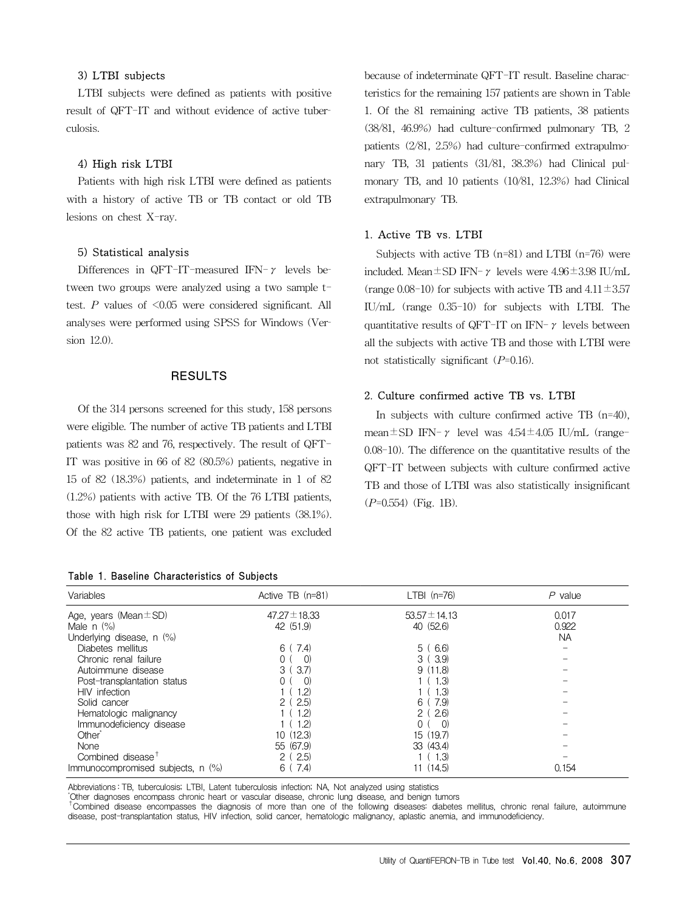#### 3) LTBI subjects

LTBI subjects were defined as patients with positive result of QFT-IT and without evidence of active tuberculosis.

#### 4) High risk LTBI

Patients with high risk LTBI were defined as patients with a history of active TB or TB contact or old TB lesions on chest X-ray.

#### 5) Statistical analysis

Differences in QFT-IT-measured IFN-$\gamma$ levels between two groups were analyzed using a two sample t-test. $P$ values of $<0.05$ were considered significant. All analyses were performed using SPSS for Windows (Version 12.0).

## RESULTS

Of the 314 persons screened for this study, 158 persons were eligible. The number of active TB patients and LTBI patients was 82 and 76, respectively. The result of QFT-IT was positive in 66 of 82 (80.5%) patients, negative in 15 of 82 (18.3%) patients, and indeterminate in 1 of 82 (1.2%) patients with active TB. Of the 76 LTBI patients, those with high risk for LTBI were 29 patients (38.1%). Of the 82 active TB patients, one patient was excluded because of indeterminate QFT-IT result. Baseline characteristics for the remaining 157 patients are shown in Table 1. Of the 81 remaining active TB patients, 38 patients (38/81, 46.9%) had culture-confirmed pulmonary TB, 2 patients (2/81, 2.5%) had culture-confirmed extrapulmonary TB, 31 patients (31/81, 38.3%) had Clinical pulmonary TB, and 10 patients (10/81, 12.3%) had Clinical extrapulmonary TB.

### 1. Active TB vs. LTBI

Subjects with active TB (n=81) and LTBI (n=76) were included. Mean±SD IFN-$\gamma$ levels were 4.96±3.98 IU/mL (range 0.08-10) for subjects with active TB and 4.11±3.57 IU/mL (range 0.35-10) for subjects with LTBI. The quantitative results of QFT-IT on IFN-$\gamma$ levels between all the subjects with active TB and those with LTBI were not statistically significant ($P$=0.16).

### 2. Culture confirmed active TB vs. LTBI

In subjects with culture confirmed active TB (n=40), mean±SD IFN-$\gamma$ level was 4.54±4.05 IU/mL (range-0.08-10). The difference on the quantitative results of the QFT-IT between subjects with culture confirmed active TB and those of LTBI was also statistically insignificant ($P$=0.554) (Fig. 1B).

**Table 1. Baseline Characteristics of Subjects**

| Variables | Active TB (n=81) | LTBI (n=76) | $P$ value |
|---|---|---|---|
| Age, years (Mean±SD) | 47.27±18.33 | 53.57±14.13 | 0.017 |
| Male n (%) | 42 (51.9) | 40 (52.6) | 0.922 |
| Underlying disease, n (%) | | | NA |
| Diabetes mellitus | 6 (7.4) | 5 (6.6) | − |
| Chronic renal failure | 0 (0) | 3 (3.9) | − |
| Autoimmune disease | 3 (3.7) | 9 (11.8) | − |
| Post-transplantation status | 0 (0) | 1 (1.3) | − |
| HIV infection | 1 (1.2) | 1 (1.3) | − |
| Solid cancer | 2 (2.5) | 6 (7.9) | − |
| Hematologic malignancy | 1 (1.2) | 2 (2.6) | − |
| Immunodeficiency disease | 1 (1.2) | 0 (0) | − |
| Other* | 10 (12.3) | 15 (19.7) | − |
| None | 55 (67.9) | 33 (43.4) | − |
| Combined disease† | 2 (2.5) | 1 (1.3) | − |
| Immunocompromised subjects, n (%) | 6 (7.4) | 11 (14.5) | 0.154 |

Abbreviations: TB, tuberculosis; LTBI, Latent tuberculosis infection; NA, Not analyzed using statistics

*Other diagnoses encompass chronic heart or vascular disease, chronic lung disease, and benign tumors

†Combined disease encompasses the diagnosis of more than one of the following diseases: diabetes mellitus, chronic renal failure, autoimmune disease, post-transplantation status, HIV infection, solid cancer, hematologic malignancy, aplastic anemia, and immunodeficiency.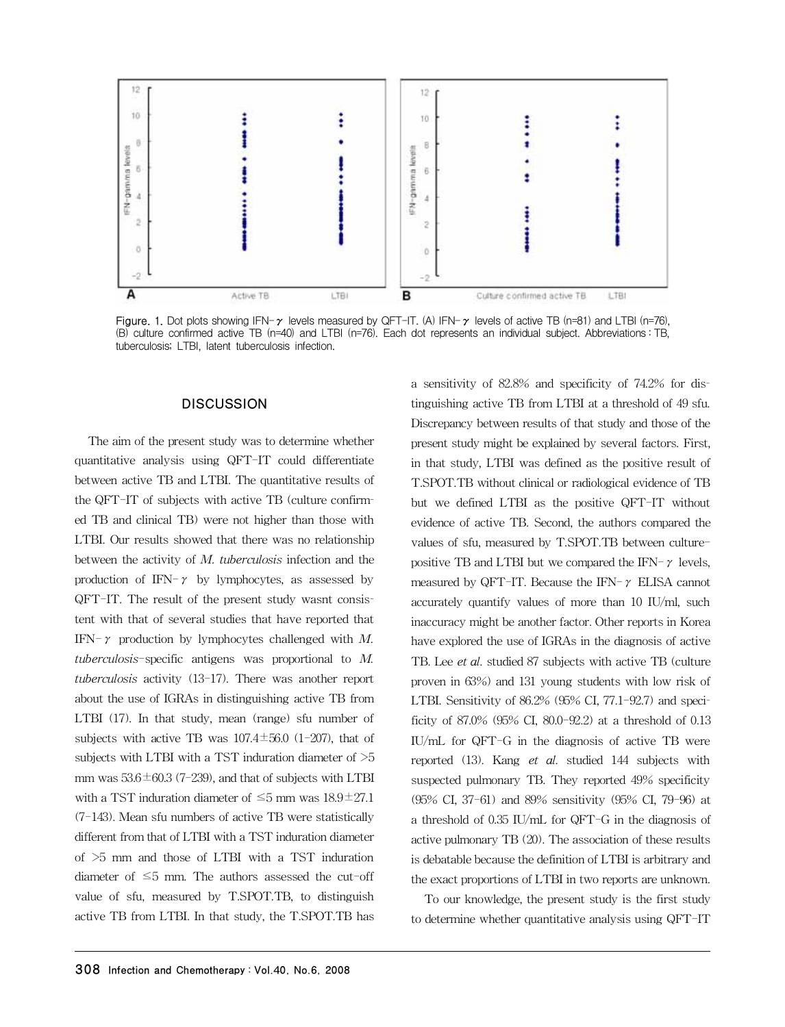Figure. 1. Dot plots showing IFN-$\gamma$ levels measured by QFT-IT. (A) IFN-$\gamma$ levels of active TB (n=81) and LTBI (n=76), (B) culture confirmed active TB (n=40) and LTBI (n=76). Each dot represents an individual subject. Abbreviations : TB, tuberculosis; LTBI, latent tuberculosis infection.

## DISCUSSION

The aim of the present study was to determine whether quantitative analysis using QFT-IT could differentiate between active TB and LTBI. The quantitative results of the QFT-IT of subjects with active TB (culture confirmed TB and clinical TB) were not higher than those with LTBI. Our results showed that there was no relationship between the activity of *M. tuberculosis* infection and the production of IFN-$\gamma$ by lymphocytes, as assessed by QFT-IT. The result of the present study wasnt consistent with that of several studies that have reported that IFN-$\gamma$ production by lymphocytes challenged with *M. tuberculosis*-specific antigens was proportional to *M. tuberculosis* activity (13-17). There was another report about the use of IGRAs in distinguishing active TB from LTBI (17). In that study, mean (range) sfu number of subjects with active TB was 107.4±56.0 (1-207), that of subjects with LTBI with a TST induration diameter of >5 mm was 53.6±60.3 (7-239), and that of subjects with LTBI with a TST induration diameter of ≤5 mm was 18.9±27.1 (7-143). Mean sfu numbers of active TB were statistically different from that of LTBI with a TST induration diameter of >5 mm and those of LTBI with a TST induration diameter of ≤5 mm. The authors assessed the cut-off value of sfu, measured by T.SPOT.TB, to distinguish active TB from LTBI. In that study, the T.SPOT.TB has a sensitivity of 82.8% and specificity of 74.2% for distinguishing active TB from LTBI at a threshold of 49 sfu. Discrepancy between results of that study and those of the present study might be explained by several factors. First, in that study, LTBI was defined as the positive result of T.SPOT.TB without clinical or radiological evidence of TB but we defined LTBI as the positive QFT-IT without evidence of active TB. Second, the authors compared the values of sfu, measured by T.SPOT.TB between culture-positive TB and LTBI but we compared the IFN-$\gamma$ levels, measured by QFT-IT. Because the IFN-$\gamma$ ELISA cannot accurately quantify values of more than 10 IU/ml, such inaccuracy might be another factor. Other reports in Korea have explored the use of IGRAs in the diagnosis of active TB. Lee *et al*. studied 87 subjects with active TB (culture proven in 63%) and 131 young students with low risk of LTBI. Sensitivity of 86.2% (95% CI, 77.1-92.7) and specificity of 87.0% (95% CI, 80.0-92.2) at a threshold of 0.13 IU/mL for QFT-G in the diagnosis of active TB were reported (13). Kang *et al*. studied 144 subjects with suspected pulmonary TB. They reported 49% specificity (95% CI, 37-61) and 89% sensitivity (95% CI, 79-96) at a threshold of 0.35 IU/mL for QFT-G in the diagnosis of active pulmonary TB (20). The association of these results is debatable because the definition of LTBI is arbitrary and the exact proportions of LTBI in two reports are unknown.

To our knowledge, the present study is the first study to determine whether quantitative analysis using QFT-IT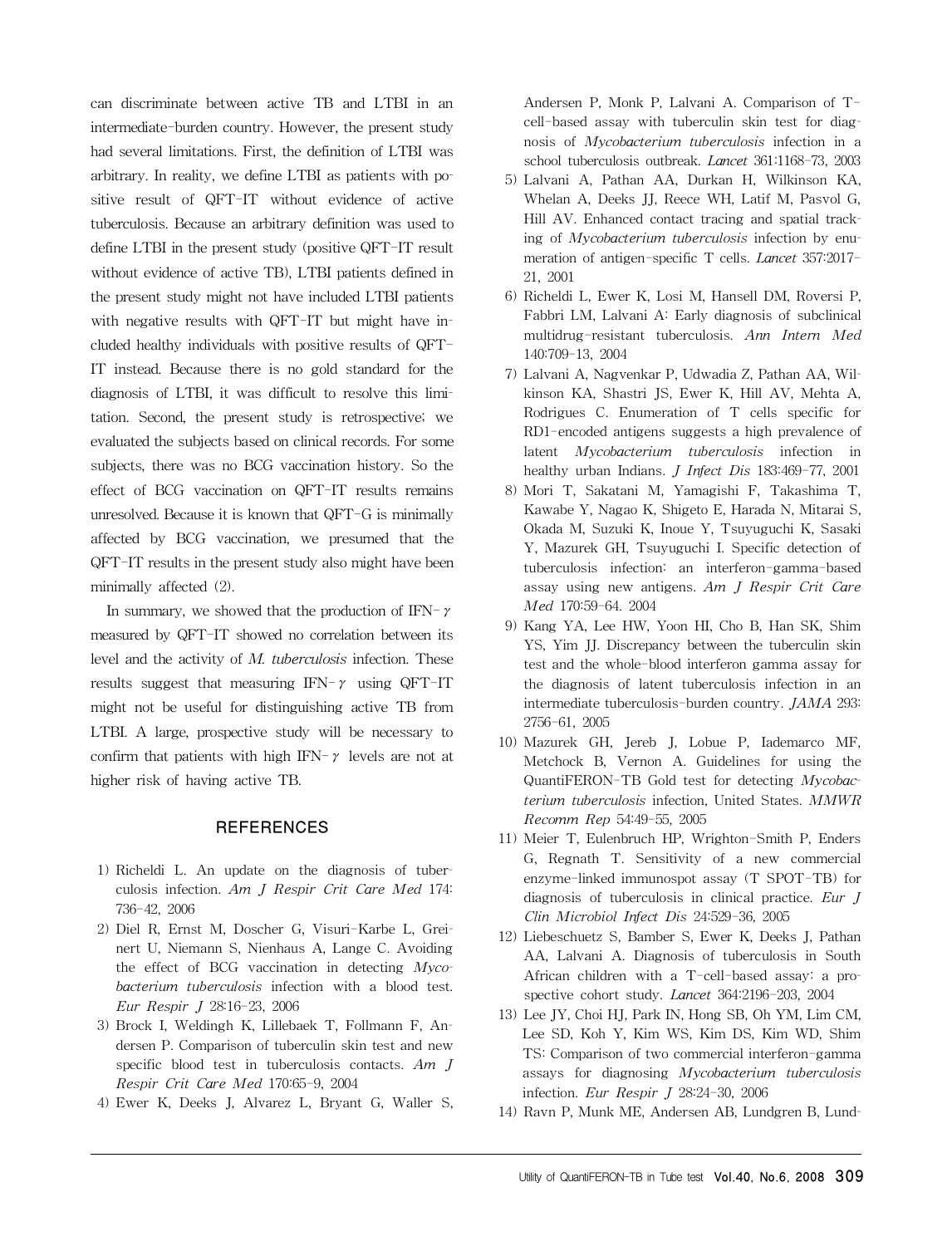can discriminate between active TB and LTBI in an intermediate-burden country. However, the present study had several limitations. First, the definition of LTBI was arbitrary. In reality, we define LTBI as patients with positive result of QFT-IT without evidence of active tuberculosis. Because an arbitrary definition was used to define LTBI in the present study (positive QFT-IT result without evidence of active TB), LTBI patients defined in the present study might not have included LTBI patients with negative results with QFT-IT but might have included healthy individuals with positive results of QFT-IT instead. Because there is no gold standard for the diagnosis of LTBI, it was difficult to resolve this limitation. Second, the present study is retrospective; we evaluated the subjects based on clinical records. For some subjects, there was no BCG vaccination history. So the effect of BCG vaccination on QFT-IT results remains unresolved. Because it is known that QFT-G is minimally affected by BCG vaccination, we presumed that the QFT-IT results in the present study also might have been minimally affected (2).

In summary, we showed that the production of IFN-$\gamma$ measured by QFT-IT showed no correlation between its level and the activity of *M. tuberculosis* infection. These results suggest that measuring IFN-$\gamma$ using QFT-IT might not be useful for distinguishing active TB from LTBI. A large, prospective study will be necessary to confirm that patients with high IFN-$\gamma$ levels are not at higher risk of having active TB.

## REFERENCES

1) Richeldi L. An update on the diagnosis of tuberculosis infection. *Am J Respir Crit Care Med* 174:736-42, 2006
2) Diel R, Ernst M, Doscher G, Visuri-Karbe L, Greinert U, Niemann S, Nienhaus A, Lange C. Avoiding the effect of BCG vaccination in detecting *Mycobacterium tuberculosis* infection with a blood test. *Eur Respir J* 28:16-23, 2006
3) Brock I, Weldingh K, Lillebaek T, Follmann F, Andersen P. Comparison of tuberculin skin test and new specific blood test in tuberculosis contacts. *Am J Respir Crit Care Med* 170:65-9, 2004
4) Ewer K, Deeks J, Alvarez L, Bryant G, Waller S, Andersen P, Monk P, Lalvani A. Comparison of T-cell-based assay with tuberculin skin test for diagnosis of *Mycobacterium tuberculosis* infection in a school tuberculosis outbreak. *Lancet* 361:1168-73, 2003
5) Lalvani A, Pathan AA, Durkan H, Wilkinson KA, Whelan A, Deeks JJ, Reece WH, Latif M, Pasvol G, Hill AV. Enhanced contact tracing and spatial tracking of *Mycobacterium tuberculosis* infection by enumeration of antigen-specific T cells. *Lancet* 357:2017-21, 2001
6) Richeldi L, Ewer K, Losi M, Hansell DM, Roversi P, Fabbri LM, Lalvani A: Early diagnosis of subclinical multidrug-resistant tuberculosis. *Ann Intern Med* 140:709-13, 2004
7) Lalvani A, Nagvenkar P, Udwadia Z, Pathan AA, Wilkinson KA, Shastri JS, Ewer K, Hill AV, Mehta A, Rodrigues C. Enumeration of T cells specific for RD1-encoded antigens suggests a high prevalence of latent *Mycobacterium tuberculosis* infection in healthy urban Indians. *J Infect Dis* 183:469-77, 2001
8) Mori T, Sakatani M, Yamagishi F, Takashima T, Kawabe Y, Nagao K, Shigeto E, Harada N, Mitarai S, Okada M, Suzuki K, Inoue Y, Tsuyuguchi K, Sasaki Y, Mazurek GH, Tsuyuguchi I. Specific detection of tuberculosis infection: an interferon-gamma-based assay using new antigens. *Am J Respir Crit Care Med* 170:59-64. 2004
9) Kang YA, Lee HW, Yoon HI, Cho B, Han SK, Shim YS, Yim JJ. Discrepancy between the tuberculin skin test and the whole-blood interferon gamma assay for the diagnosis of latent tuberculosis infection in an intermediate tuberculosis-burden country. *JAMA* 293:2756-61, 2005
10) Mazurek GH, Jereb J, Lobue P, Iademarco MF, Metchock B, Vernon A. Guidelines for using the QuantiFERON-TB Gold test for detecting *Mycobacterium tuberculosis* infection, United States. *MMWR Recomm Rep* 54:49-55, 2005
11) Meier T, Eulenbruch HP, Wrighton-Smith P, Enders G, Regnath T. Sensitivity of a new commercial enzyme-linked immunospot assay (T SPOT-TB) for diagnosis of tuberculosis in clinical practice. *Eur J Clin Microbiol Infect Dis* 24:529-36, 2005
12) Liebeschuetz S, Bamber S, Ewer K, Deeks J, Pathan AA, Lalvani A. Diagnosis of tuberculosis in South African children with a T-cell-based assay: a prospective cohort study. *Lancet* 364:2196-203, 2004
13) Lee JY, Choi HJ, Park IN, Hong SB, Oh YM, Lim CM, Lee SD, Koh Y, Kim WS, Kim DS, Kim WD, Shim TS: Comparison of two commercial interferon-gamma assays for diagnosing *Mycobacterium tuberculosis* infection. *Eur Respir J* 28:24-30, 2006
14) Ravn P, Munk ME, Andersen AB, Lundgren B, Lund-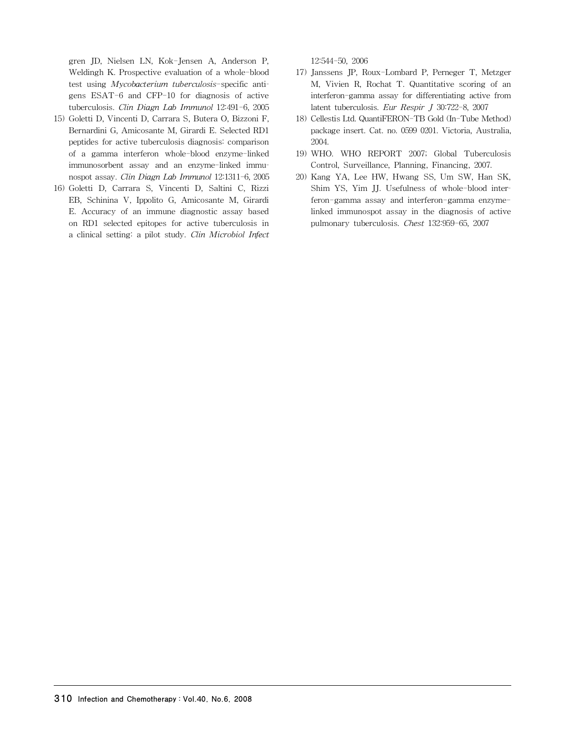gren JD, Nielsen LN, Kok-Jensen A, Anderson P, Weldingh K. Prospective evaluation of a whole-blood test using *Mycobacterium tuberculosis*-specific antigens ESAT-6 and CFP-10 for diagnosis of active tuberculosis. *Clin Diagn Lab Immunol* 12:491-6, 2005

15) Goletti D, Vincenti D, Carrara S, Butera O, Bizzoni F, Bernardini G, Amicosante M, Girardi E. Selected RD1 peptides for active tuberculosis diagnosis: comparison of a gamma interferon whole-blood enzyme-linked immunosorbent assay and an enzyme-linked immunospot assay. *Clin Diagn Lab Immunol* 12:1311-6, 2005

16) Goletti D, Carrara S, Vincenti D, Saltini C, Rizzi EB, Schinina V, Ippolito G, Amicosante M, Girardi E. Accuracy of an immune diagnostic assay based on RD1 selected epitopes for active tuberculosis in a clinical setting: a pilot study. *Clin Microbiol Infect* 12:544-50, 2006

17) Janssens JP, Roux-Lombard P, Perneger T, Metzger M, Vivien R, Rochat T. Quantitative scoring of an interferon-gamma assay for differentiating active from latent tuberculosis. *Eur Respir J* 30:722-8, 2007

18) Cellestis Ltd. QuantiFERON-TB Gold (In-Tube Method) package insert. Cat. no. 0599 0201. Victoria, Australia, 2004.

19) WHO. WHO REPORT 2007; Global Tuberculosis Control, Surveillance, Planning, Financing, 2007.

20) Kang YA, Lee HW, Hwang SS, Um SW, Han SK, Shim YS, Yim JJ. Usefulness of whole-blood interferon-gamma assay and interferon-gamma enzyme-linked immunospot assay in the diagnosis of active pulmonary tuberculosis. *Chest* 132:959-65, 2007